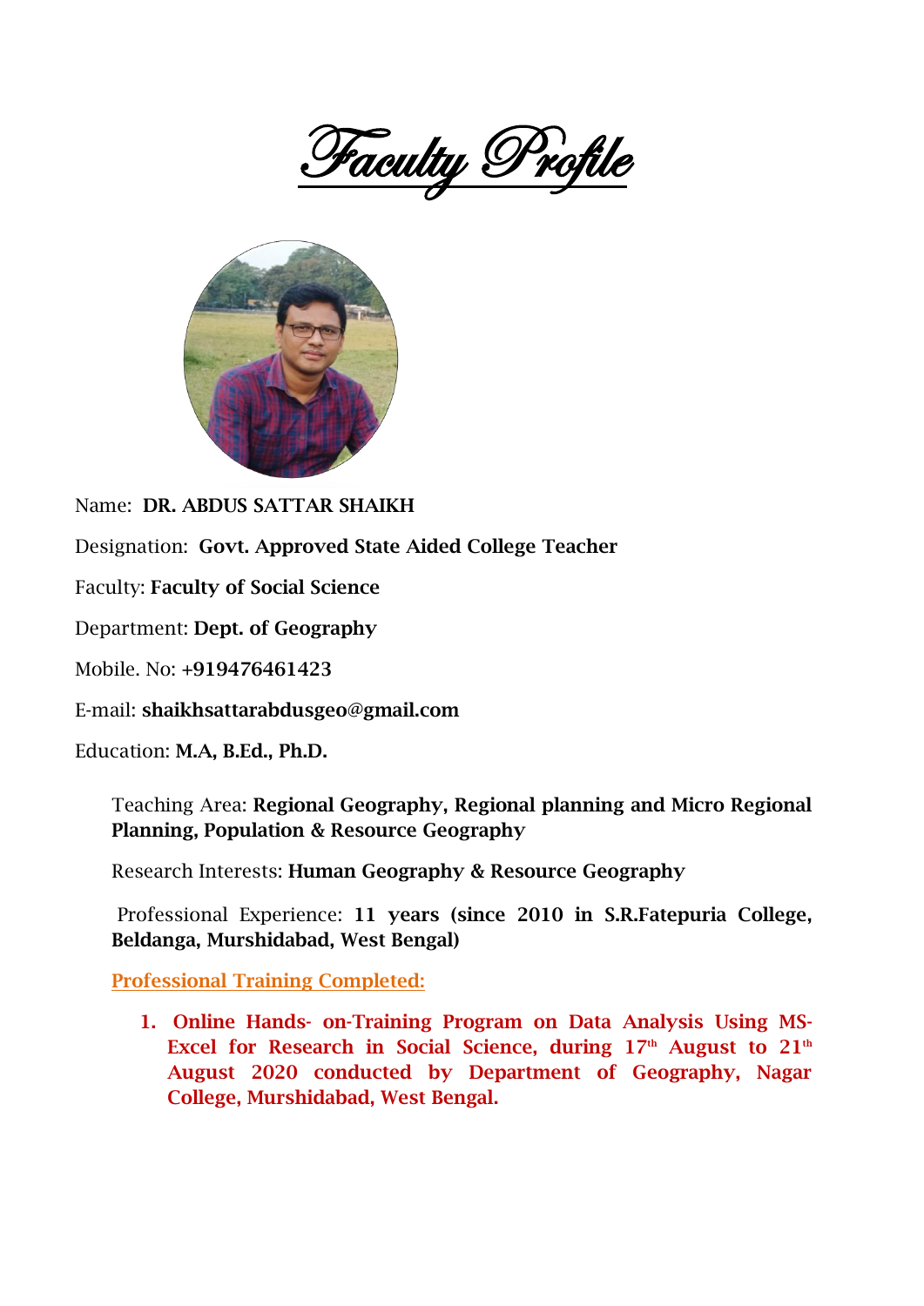# Faculty Profile

Name: **DR. ABDUS SATTAR SHAIKH**

Designation: **Govt. Approved State Aided College Teacher**

Faculty: **Faculty of Social Science**

Department: **Dept. of Geography**

Mobile. No: **+919476461423**

E-mail: **shaikhsattarabdusgeo@gmail.com**

Education: **M.A, B.Ed., Ph.D.**

Teaching Area: **Regional Geography, Regional planning and Micro Regional Planning, Population & Resource Geography**

Research Interests: **Human Geography & Resource Geography**

Professional Experience: **11 years (since 2010 in S.R.Fatepuria College, Beldanga, Murshidabad, West Bengal)**

**Professional Training Completed:**

1. **Online Hands- on-Training Program on Data Analysis Using MS-Excel for Research in Social Science, during 17th August to 21th August 2020 conducted by Department of Geography, Nagar College, Murshidabad, West Bengal.**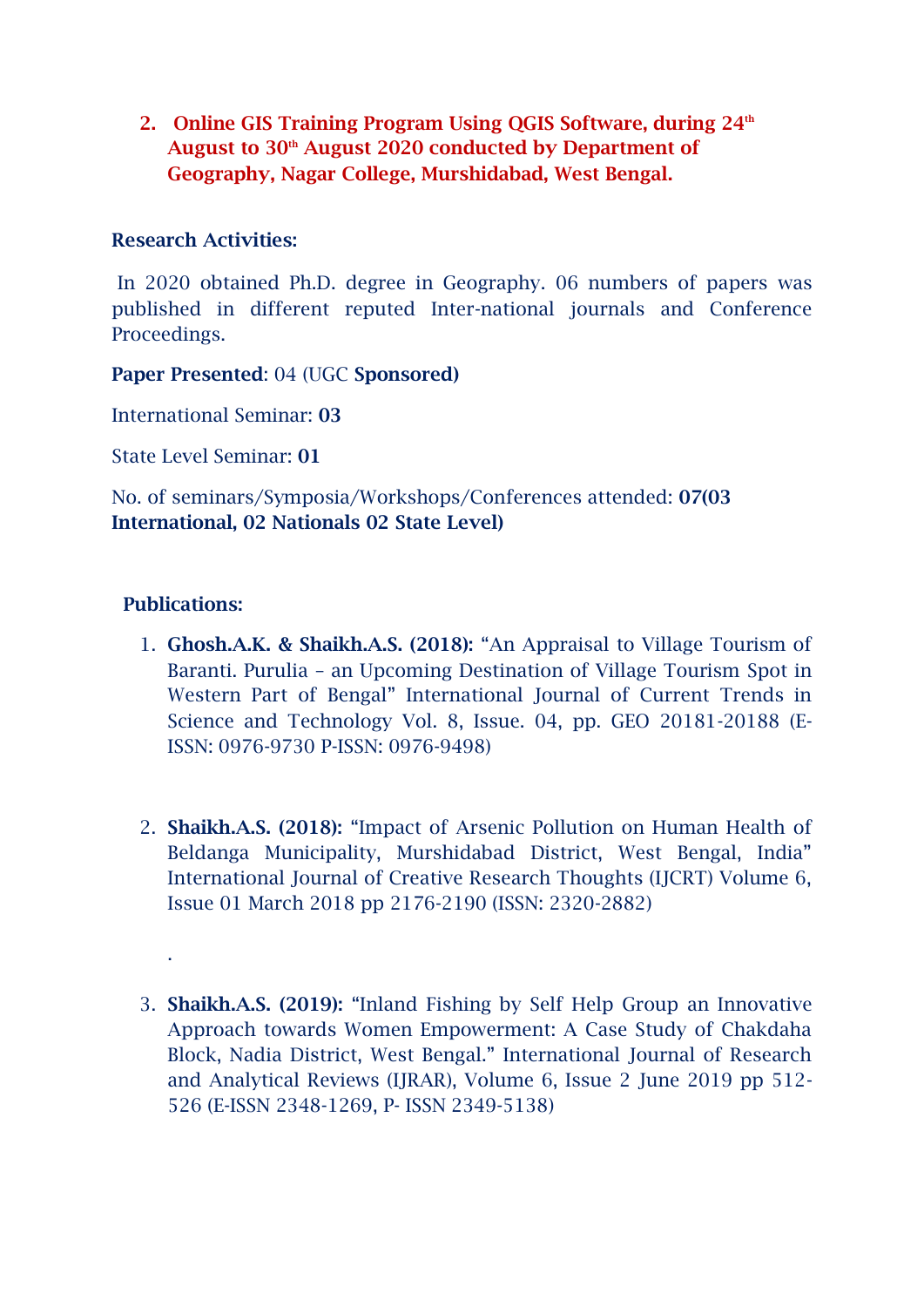2. **Online GIS Training Program Using QGIS Software, during 24th August to 30th August 2020 conducted by Department of Geography, Nagar College, Murshidabad, West Bengal.**

**Research Activities:**

In 2020 obtained Ph.D. degree in Geography. 06 numbers of papers was published in different reputed Inter-national journals and Conference Proceedings.

**Paper Presented**: 04 (UGC **Sponsored)**

International Seminar: **03**

State Level Seminar: **01**

No. of seminars/Symposia/Workshops/Conferences attended: **07(03 International, 02 Nationals 02 State Level)**

**Publications:**

1. **Ghosh.A.K. & Shaikh.A.S. (2018):** "An Appraisal to Village Tourism of Baranti. Purulia – an Upcoming Destination of Village Tourism Spot in Western Part of Bengal" International Journal of Current Trends in Science and Technology Vol. 8, Issue. 04, pp. GEO 20181-20188 (E-ISSN: 0976-9730 P-ISSN: 0976-9498)

2. **Shaikh.A.S. (2018):** "Impact of Arsenic Pollution on Human Health of Beldanga Municipality, Murshidabad District, West Bengal, India" International Journal of Creative Research Thoughts (IJCRT) Volume 6, Issue 01 March 2018 pp 2176-2190 (ISSN: 2320-2882)

.

3. **Shaikh.A.S. (2019):** "Inland Fishing by Self Help Group an Innovative Approach towards Women Empowerment: A Case Study of Chakdaha Block, Nadia District, West Bengal." International Journal of Research and Analytical Reviews (IJRAR), Volume 6, Issue 2 June 2019 pp 512-526 (E-ISSN 2348-1269, P- ISSN 2349-5138)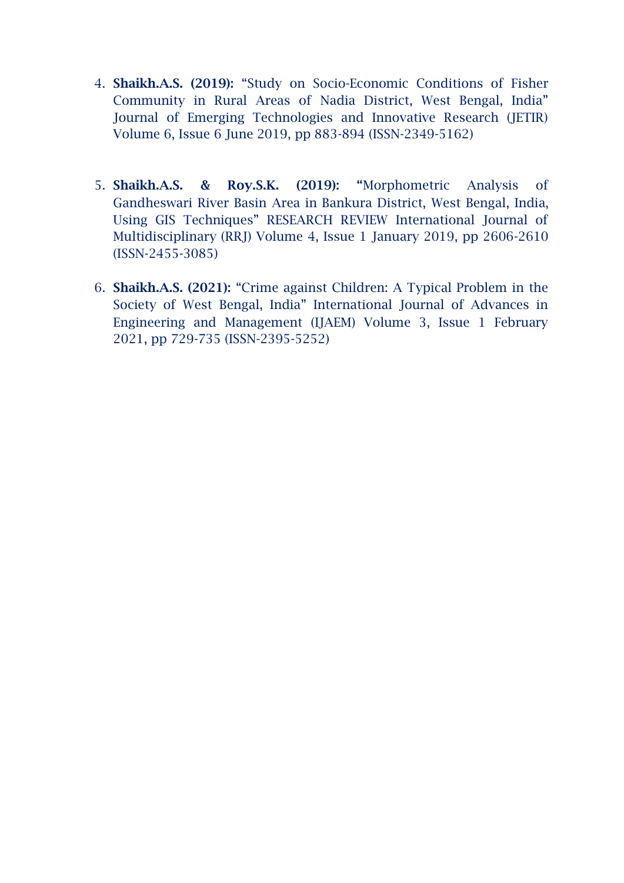4. **Shaikh.A.S. (2019):** "Study on Socio-Economic Conditions of Fisher Community in Rural Areas of Nadia District, West Bengal, India" Journal of Emerging Technologies and Innovative Research (JETIR) Volume 6, Issue 6 June 2019, pp 883-894 (ISSN-2349-5162)

5. **Shaikh.A.S. & Roy.S.K. (2019): "**Morphometric Analysis of Gandheswari River Basin Area in Bankura District, West Bengal, India, Using GIS Techniques" RESEARCH REVIEW International Journal of Multidisciplinary (RRJ) Volume 4, Issue 1 January 2019, pp 2606-2610 (ISSN-2455-3085)

6. **Shaikh.A.S. (2021):** "Crime against Children: A Typical Problem in the Society of West Bengal, India" International Journal of Advances in Engineering and Management (IJAEM) Volume 3, Issue 1 February 2021, pp 729-735 (ISSN-2395-5252)